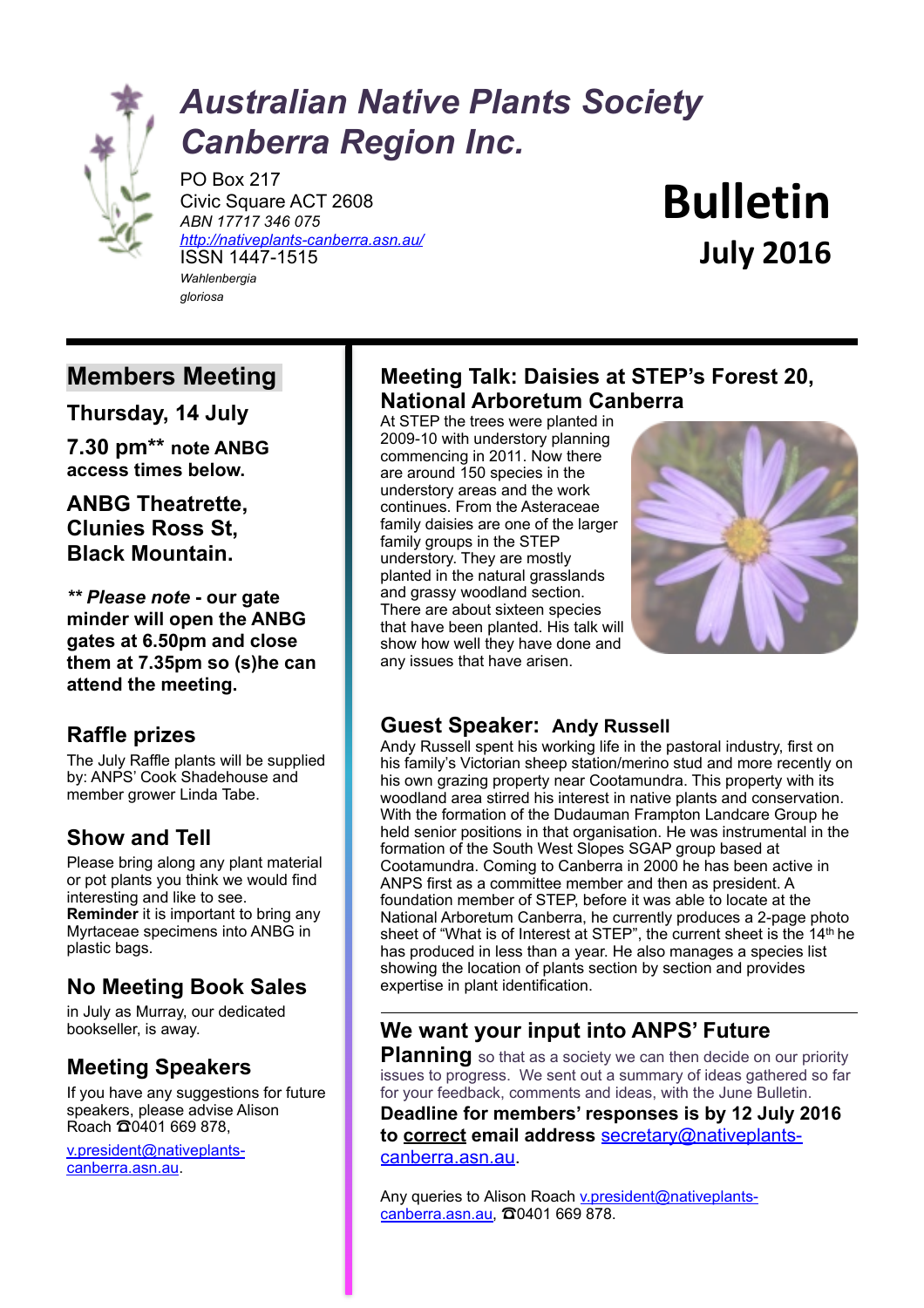# Australian Native Plants Society Canberra Region Inc.

PO Box 217
Civic Square ACT 2608
*ABN 17717 346 075*
*http://nativeplants-canberra.asn.au/*
ISSN 1447-1515

*Wahlenbergia gloriosa*

# Bulletin
## July 2016

## Members Meeting

### Thursday, 14 July

**7.30 pm\*\* note ANBG access times below.**

### ANBG Theatrette, Clunies Ross St, Black Mountain.

***\*\* Please note* - our gate minder will open the ANBG gates at 6.50pm and close them at 7.35pm so (s)he can attend the meeting.**

### Raffle prizes

The July Raffle plants will be supplied by: ANPS' Cook Shadehouse and member grower Linda Tabe.

### Show and Tell

Please bring along any plant material or pot plants you think we would find interesting and like to see.
**Reminder** it is important to bring any Myrtaceae specimens into ANBG in plastic bags.

### No Meeting Book Sales

in July as Murray, our dedicated bookseller, is away.

### Meeting Speakers

If you have any suggestions for future speakers, please advise Alison Roach ☎0401 669 878,
v.president@nativeplants-canberra.asn.au.

## Meeting Talk: Daisies at STEP's Forest 20, National Arboretum Canberra

At STEP the trees were planted in 2009-10 with understory planning commencing in 2011. Now there are around 150 species in the understory areas and the work continues. From the Asteraceae family daisies are one of the larger family groups in the STEP understory. They are mostly planted in the natural grasslands and grassy woodland section. There are about sixteen species that have been planted. His talk will show how well they have done and any issues that have arisen.

## Guest Speaker: Andy Russell

Andy Russell spent his working life in the pastoral industry, first on his family's Victorian sheep station/merino stud and more recently on his own grazing property near Cootamundra. This property with its woodland area stirred his interest in native plants and conservation. With the formation of the Dudauman Frampton Landcare Group he held senior positions in that organisation. He was instrumental in the formation of the South West Slopes SGAP group based at Cootamundra. Coming to Canberra in 2000 he has been active in ANPS first as a committee member and then as president. A foundation member of STEP, before it was able to locate at the National Arboretum Canberra, he currently produces a 2-page photo sheet of "What is of Interest at STEP", the current sheet is the 14th he has produced in less than a year. He also manages a species list showing the location of plants section by section and provides expertise in plant identification.

---

## We want your input into ANPS' Future Planning

so that as a society we can then decide on our priority issues to progress. We sent out a summary of ideas gathered so far for your feedback, comments and ideas, with the June Bulletin.

**Deadline for members' responses is by 12 July 2016 to correct email address** secretary@nativeplants-canberra.asn.au.

Any queries to Alison Roach v.president@nativeplants-canberra.asn.au, ☎0401 669 878.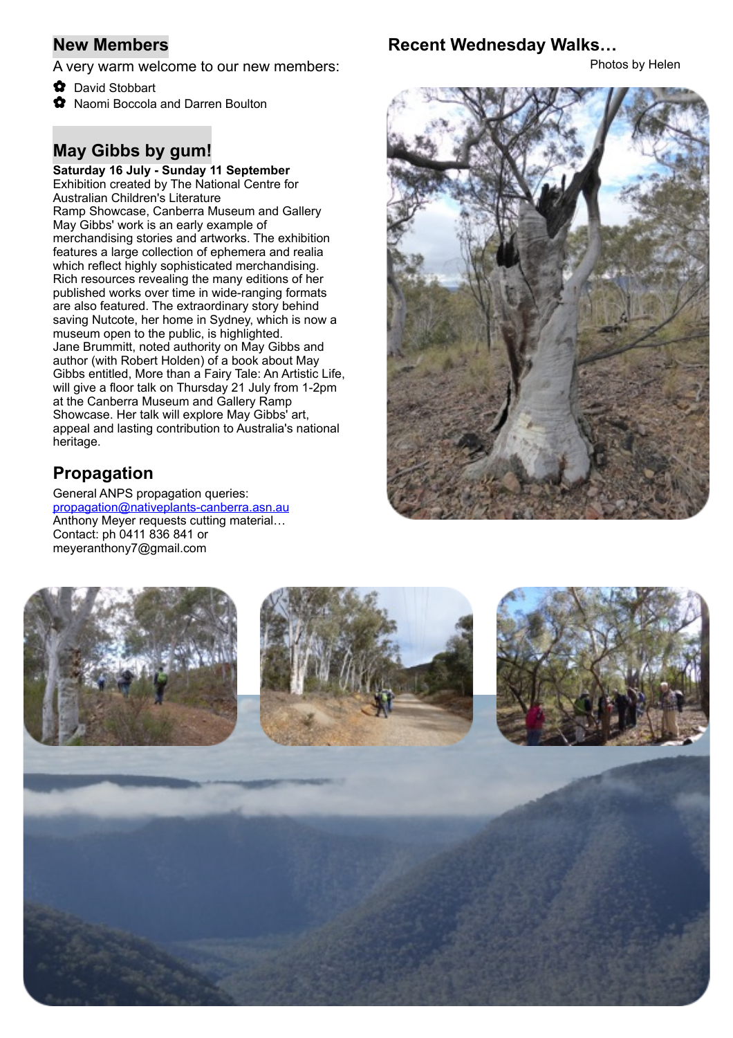## New Members

A very warm welcome to our new members:

- David Stobbart
- Naomi Boccola and Darren Boulton

## May Gibbs by gum!

**Saturday 16 July - Sunday 11 September**

Exhibition created by The National Centre for Australian Children's Literature

Ramp Showcase, Canberra Museum and Gallery

May Gibbs' work is an early example of merchandising stories and artworks. The exhibition features a large collection of ephemera and realia which reflect highly sophisticated merchandising. Rich resources revealing the many editions of her published works over time in wide-ranging formats are also featured. The extraordinary story behind saving Nutcote, her home in Sydney, which is now a museum open to the public, is highlighted.

Jane Brummitt, noted authority on May Gibbs and author (with Robert Holden) of a book about May Gibbs entitled, More than a Fairy Tale: An Artistic Life, will give a floor talk on Thursday 21 July from 1-2pm at the Canberra Museum and Gallery Ramp Showcase. Her talk will explore May Gibbs' art, appeal and lasting contribution to Australia's national heritage.

## Propagation

General ANPS propagation queries:
propagation@nativeplants-canberra.asn.au

Anthony Meyer requests cutting material…
Contact: ph 0411 836 841 or meyeranthony7@gmail.com

## Recent Wednesday Walks…

Photos by Helen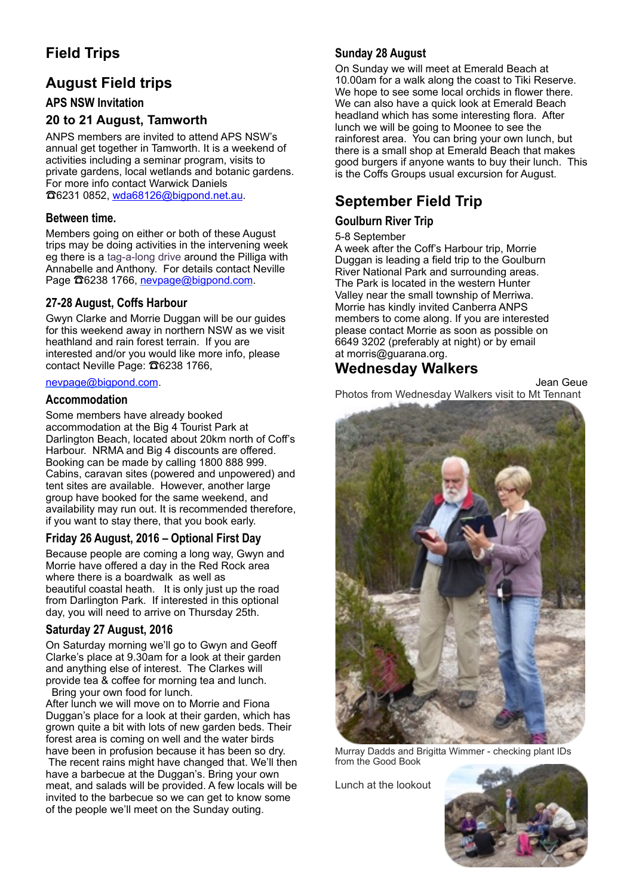# Field Trips

## August Field trips

### APS NSW Invitation

### 20 to 21 August, Tamworth

ANPS members are invited to attend APS NSW's annual get together in Tamworth. It is a weekend of activities including a seminar program, visits to private gardens, local wetlands and botanic gardens. For more info contact Warwick Daniels ☎6231 0852, wda68126@bigpond.net.au.

### Between time.

Members going on either or both of these August trips may be doing activities in the intervening week eg there is a tag-a-long drive around the Pilliga with Annabelle and Anthony. For details contact Neville Page ☎6238 1766, nevpage@bigpond.com.

### 27-28 August, Coffs Harbour

Gwyn Clarke and Morrie Duggan will be our guides for this weekend away in northern NSW as we visit heathland and rain forest terrain. If you are interested and/or you would like more info, please contact Neville Page: ☎6238 1766, nevpage@bigpond.com.

### Accommodation

Some members have already booked accommodation at the Big 4 Tourist Park at Darlington Beach, located about 20km north of Coff's Harbour. NRMA and Big 4 discounts are offered. Booking can be made by calling 1800 888 999. Cabins, caravan sites (powered and unpowered) and tent sites are available. However, another large group have booked for the same weekend, and availability may run out. It is recommended therefore, if you want to stay there, that you book early.

### Friday 26 August, 2016 – Optional First Day

Because people are coming a long way, Gwyn and Morrie have offered a day in the Red Rock area where there is a boardwalk as well as beautiful coastal heath. It is only just up the road from Darlington Park. If interested in this optional day, you will need to arrive on Thursday 25th.

### Saturday 27 August, 2016

On Saturday morning we'll go to Gwyn and Geoff Clarke's place at 9.30am for a look at their garden and anything else of interest. The Clarkes will provide tea & coffee for morning tea and lunch. Bring your own food for lunch.

After lunch we will move on to Morrie and Fiona Duggan's place for a look at their garden, which has grown quite a bit with lots of new garden beds. Their forest area is coming on well and the water birds have been in profusion because it has been so dry. The recent rains might have changed that. We'll then have a barbecue at the Duggan's. Bring your own meat, and salads will be provided. A few locals will be invited to the barbecue so we can get to know some of the people we'll meet on the Sunday outing.

### Sunday 28 August

On Sunday we will meet at Emerald Beach at 10.00am for a walk along the coast to Tiki Reserve. We hope to see some local orchids in flower there. We can also have a quick look at Emerald Beach headland which has some interesting flora. After lunch we will be going to Moonee to see the rainforest area. You can bring your own lunch, but there is a small shop at Emerald Beach that makes good burgers if anyone wants to buy their lunch. This is the Coffs Groups usual excursion for August.

## September Field Trip

### Goulburn River Trip

5-8 September

A week after the Coff's Harbour trip, Morrie Duggan is leading a field trip to the Goulburn River National Park and surrounding areas. The Park is located in the western Hunter Valley near the small township of Merriwa. Morrie has kindly invited Canberra ANPS members to come along. If you are interested please contact Morrie as soon as possible on 6649 3202 (preferably at night) or by email at morris@guarana.org.

## Wednesday Walkers

Jean Geue

Photos from Wednesday Walkers visit to Mt Tennant

Murray Dadds and Brigitta Wimmer - checking plant IDs from the Good Book

Lunch at the lookout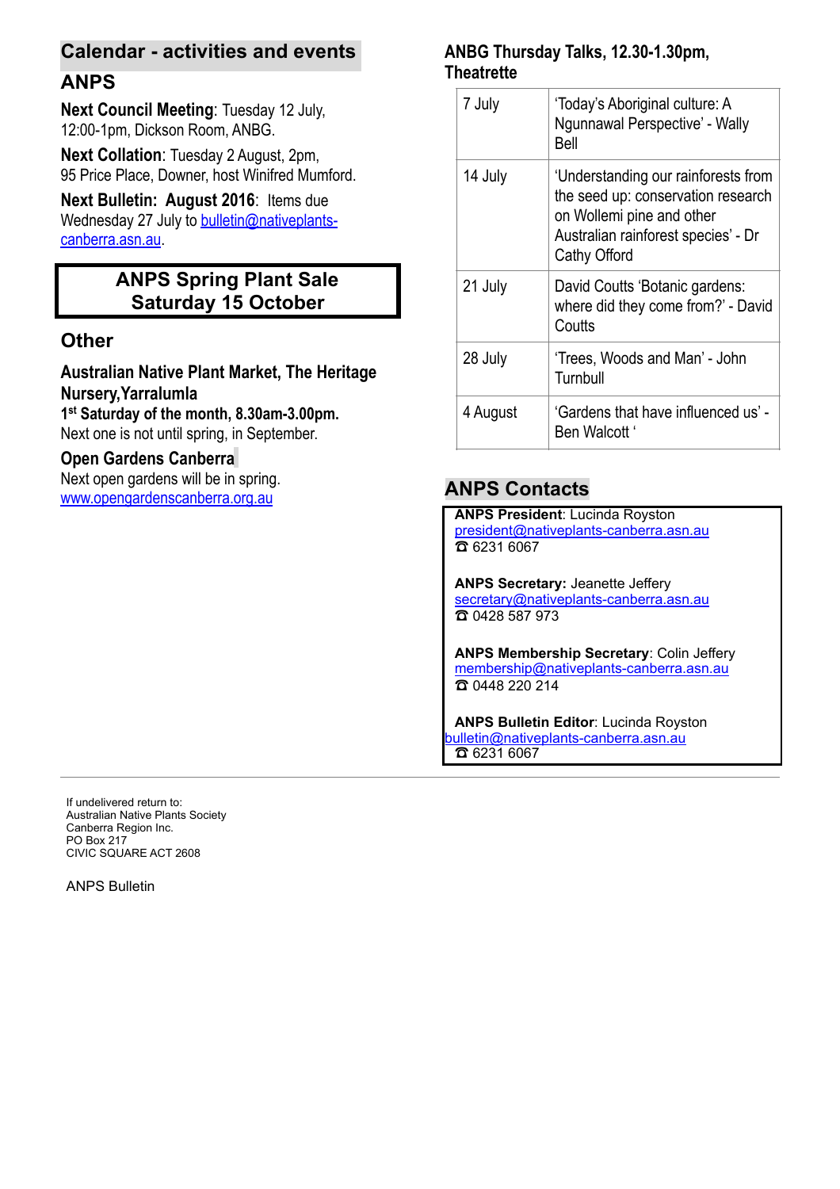## Calendar - activities and events

### ANPS

**Next Council Meeting**: Tuesday 12 July, 12:00-1pm, Dickson Room, ANBG.

**Next Collation**: Tuesday 2 August, 2pm, 95 Price Place, Downer, host Winifred Mumford.

**Next Bulletin: August 2016**: Items due Wednesday 27 July to bulletin@nativeplants-canberra.asn.au.

**ANPS Spring Plant Sale**
**Saturday 15 October**

### Other

**Australian Native Plant Market, The Heritage Nursery,Yarralumla**
**1st Saturday of the month, 8.30am-3.00pm.**
Next one is not until spring, in September.

**Open Gardens Canberra**
Next open gardens will be in spring.
www.opengardenscanberra.org.au

**ANBG Thursday Talks, 12.30-1.30pm, Theatrette**

| | |
|---|---|
| 7 July | 'Today's Aboriginal culture: A Ngunnawal Perspective' - Wally Bell |
| 14 July | 'Understanding our rainforests from the seed up: conservation research on Wollemi pine and other Australian rainforest species' - Dr Cathy Offord |
| 21 July | David Coutts 'Botanic gardens: where did they come from?' - David Coutts |
| 28 July | 'Trees, Woods and Man' - John Turnbull |
| 4 August | 'Gardens that have influenced us' - Ben Walcott ' |

## ANPS Contacts

**ANPS President**: Lucinda Royston
president@nativeplants-canberra.asn.au
☎ 6231 6067

**ANPS Secretary:** Jeanette Jeffery
secretary@nativeplants-canberra.asn.au
☎ 0428 587 973

**ANPS Membership Secretary**: Colin Jeffery
membership@nativeplants-canberra.asn.au
☎ 0448 220 214

**ANPS Bulletin Editor**: Lucinda Royston
bulletin@nativeplants-canberra.asn.au
☎ 6231 6067

---

If undelivered return to:
Australian Native Plants Society
Canberra Region Inc.
PO Box 217
CIVIC SQUARE ACT 2608

ANPS Bulletin